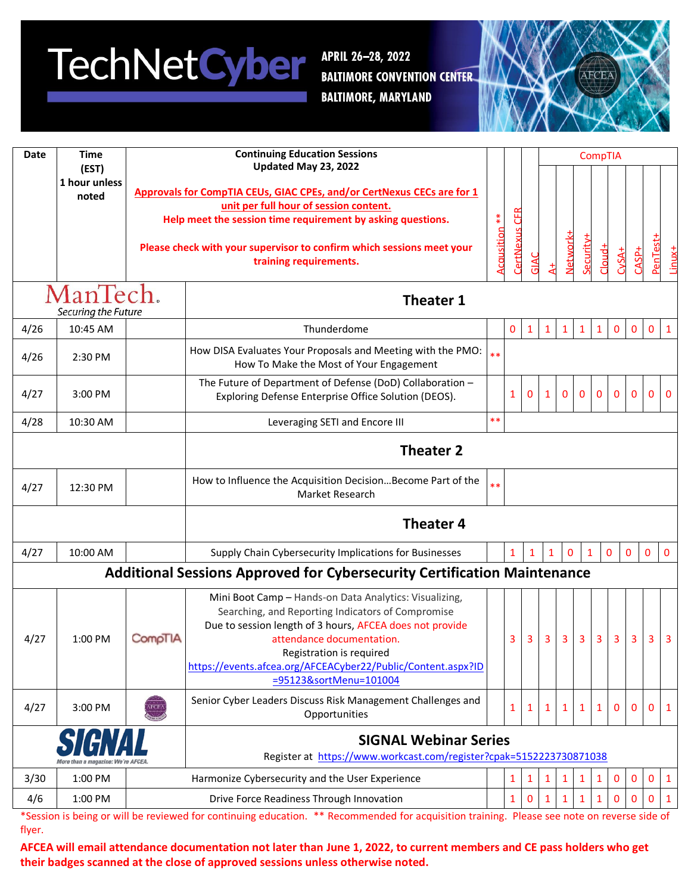# TechNetCyber

**APRIL 26–28, 2022**
**BALTIMORE CONVENTION CENTER**
**BALTIMORE, MARYLAND**

AFCEA

| Date | Time (EST) 1 hour unless noted | | Continuing Education Sessions Updated May 23, 2022<br><br>Approvals for CompTIA CEUs, GIAC CPEs, and/or CertNexus CECs are for 1 unit per full hour of session content.<br>Help meet the session time requirement by asking questions.<br><br>Please check with your supervisor to confirm which sessions meet your training requirements. | Acquisition ** | CertNexus CFR | GIAC | CompTIA A+ | Network+ | Security+ | Cloud+ | CySA+ | CASP+ | PenTest+ | Linux+ |
|---|---|---|---|---|---|---|---|---|---|---|---|---|---|---|
| ManTech Securing the Future | | | **Theater 1** | | | | | | | | | | | |
| 4/26 | 10:45 AM | | Thunderdome | | 0 | 1 | 1 | 1 | 1 | 1 | 0 | 0 | 0 | 1 |
| 4/26 | 2:30 PM | | How DISA Evaluates Your Proposals and Meeting with the PMO: How To Make the Most of Your Engagement | ** | | | | | | | | | | |
| 4/27 | 3:00 PM | | The Future of Department of Defense (DoD) Collaboration – Exploring Defense Enterprise Office Solution (DEOS). | | 1 | 0 | 1 | 0 | 0 | 0 | 0 | 0 | 0 | 0 |
| 4/28 | 10:30 AM | | Leveraging SETI and Encore III | ** | | | | | | | | | | |
| | | | **Theater 2** | | | | | | | | | | | |
| 4/27 | 12:30 PM | | How to Influence the Acquisition Decision…Become Part of the Market Research | ** | | | | | | | | | | |
| | | | **Theater 4** | | | | | | | | | | | |
| 4/27 | 10:00 AM | | Supply Chain Cybersecurity Implications for Businesses | | 1 | 1 | 1 | 0 | 1 | 0 | 0 | 0 | 0 | 0 |
| **Additional Sessions Approved for Cybersecurity Certification Maintenance** | | | | | | | | | | | | | | |
| 4/27 | 1:00 PM | CompTIA | Mini Boot Camp – Hands-on Data Analytics: Visualizing, Searching, and Reporting Indicators of Compromise<br>Due to session length of 3 hours, AFCEA does not provide attendance documentation.<br>Registration is required<br>https://events.afcea.org/AFCEACyber22/Public/Content.aspx?ID=95123&sortMenu=101004 | | 3 | 3 | 3 | 3 | 3 | 3 | 3 | 3 | 3 | 3 |
| 4/27 | 3:00 PM | AFCEA | Senior Cyber Leaders Discuss Risk Management Challenges and Opportunities | | 1 | 1 | 1 | 1 | 1 | 1 | 0 | 0 | 0 | 1 |
| SIGNAL More than a magazine: We're AFCEA. | | | **SIGNAL Webinar Series**<br>Register at https://www.workcast.com/register?cpak=5152223730871038 | | | | | | | | | | | |
| 3/30 | 1:00 PM | | Harmonize Cybersecurity and the User Experience | | 1 | 1 | 1 | 1 | 1 | 1 | 0 | 0 | 0 | 1 |
| 4/6 | 1:00 PM | | Drive Force Readiness Through Innovation | | 1 | 0 | 1 | 1 | 1 | 1 | 0 | 0 | 0 | 1 |

*Session is being or will be reviewed for continuing education. ** Recommended for acquisition training. Please see note on reverse side of flyer.

**AFCEA will email attendance documentation not later than June 1, 2022, to current members and CE pass holders who get their badges scanned at the close of approved sessions unless otherwise noted.**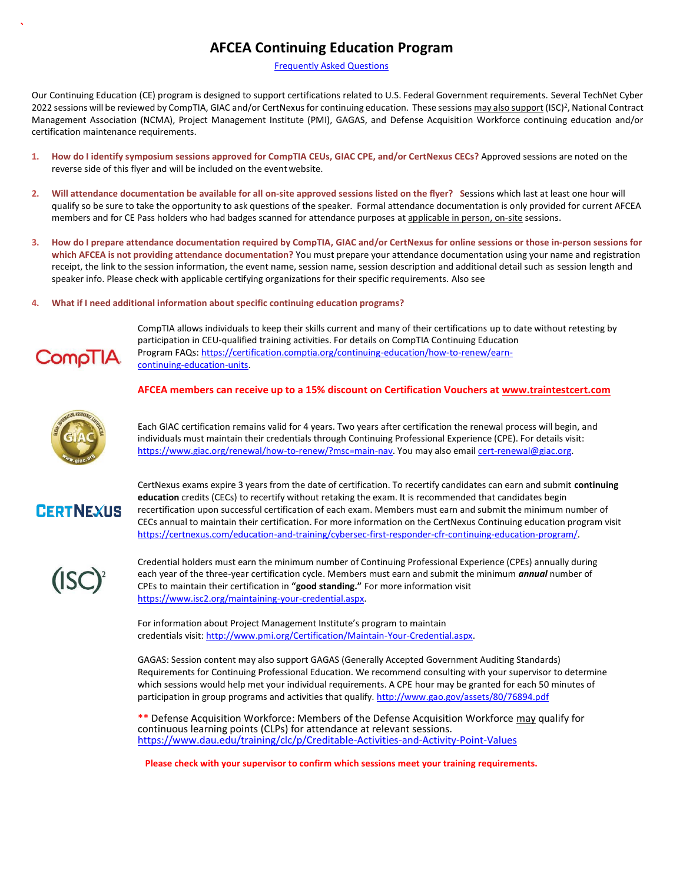# AFCEA Continuing Education Program

Frequently Asked Questions

Our Continuing Education (CE) program is designed to support certifications related to U.S. Federal Government requirements. Several TechNet Cyber 2022 sessions will be reviewed by CompTIA, GIAC and/or CertNexus for continuing education. These sessions may also support (ISC)², National Contract Management Association (NCMA), Project Management Institute (PMI), GAGAS, and Defense Acquisition Workforce continuing education and/or certification maintenance requirements.

1. **How do I identify symposium sessions approved for CompTIA CEUs, GIAC CPE, and/or CertNexus CECs?** Approved sessions are noted on the reverse side of this flyer and will be included on the event website.
2. **Will attendance documentation be available for all on-site approved sessions listed on the flyer?** Sessions which last at least one hour will qualify so be sure to take the opportunity to ask questions of the speaker. Formal attendance documentation is only provided for current AFCEA members and for CE Pass holders who had badges scanned for attendance purposes at applicable in person, on-site sessions.
3. **How do I prepare attendance documentation required by CompTIA, GIAC and/or CertNexus for online sessions or those in-person sessions for which AFCEA is not providing attendance documentation?** You must prepare your attendance documentation using your name and registration receipt, the link to the session information, the event name, session name, session description and additional detail such as session length and speaker info. Please check with applicable certifying organizations for their specific requirements. Also see
4. **What if I need additional information about specific continuing education programs?**

CompTIA allows individuals to keep their skills current and many of their certifications up to date without retesting by participation in CEU-qualified training activities. For details on CompTIA Continuing Education Program FAQs: https://certification.comptia.org/continuing-education/how-to-renew/earn-continuing-education-units.

**AFCEA members can receive up to a 15% discount on Certification Vouchers at www.traintestcert.com**

Each GIAC certification remains valid for 4 years. Two years after certification the renewal process will begin, and individuals must maintain their credentials through Continuing Professional Experience (CPE). For details visit: https://www.giac.org/renewal/how-to-renew/?msc=main-nav. You may also email cert-renewal@giac.org.

CertNexus exams expire 3 years from the date of certification. To recertify candidates can earn and submit **continuing education** credits (CECs) to recertify without retaking the exam. It is recommended that candidates begin recertification upon successful certification of each exam. Members must earn and submit the minimum number of CECs annual to maintain their certification. For more information on the CertNexus Continuing education program visit https://certnexus.com/education-and-training/cybersec-first-responder-cfr-continuing-education-program/.

Credential holders must earn the minimum number of Continuing Professional Experience (CPEs) annually during each year of the three-year certification cycle. Members must earn and submit the minimum ***annual*** number of CPEs to maintain their certification in **"good standing."** For more information visit https://www.isc2.org/maintaining-your-credential.aspx.

For information about Project Management Institute's program to maintain credentials visit: http://www.pmi.org/Certification/Maintain-Your-Credential.aspx.

GAGAS: Session content may also support GAGAS (Generally Accepted Government Auditing Standards) Requirements for Continuing Professional Education. We recommend consulting with your supervisor to determine which sessions would help met your individual requirements. A CPE hour may be granted for each 50 minutes of participation in group programs and activities that qualify. http://www.gao.gov/assets/80/76894.pdf

** Defense Acquisition Workforce: Members of the Defense Acquisition Workforce may qualify for continuous learning points (CLPs) for attendance at relevant sessions. https://www.dau.edu/training/clc/p/Creditable-Activities-and-Activity-Point-Values

**Please check with your supervisor to confirm which sessions meet your training requirements.**